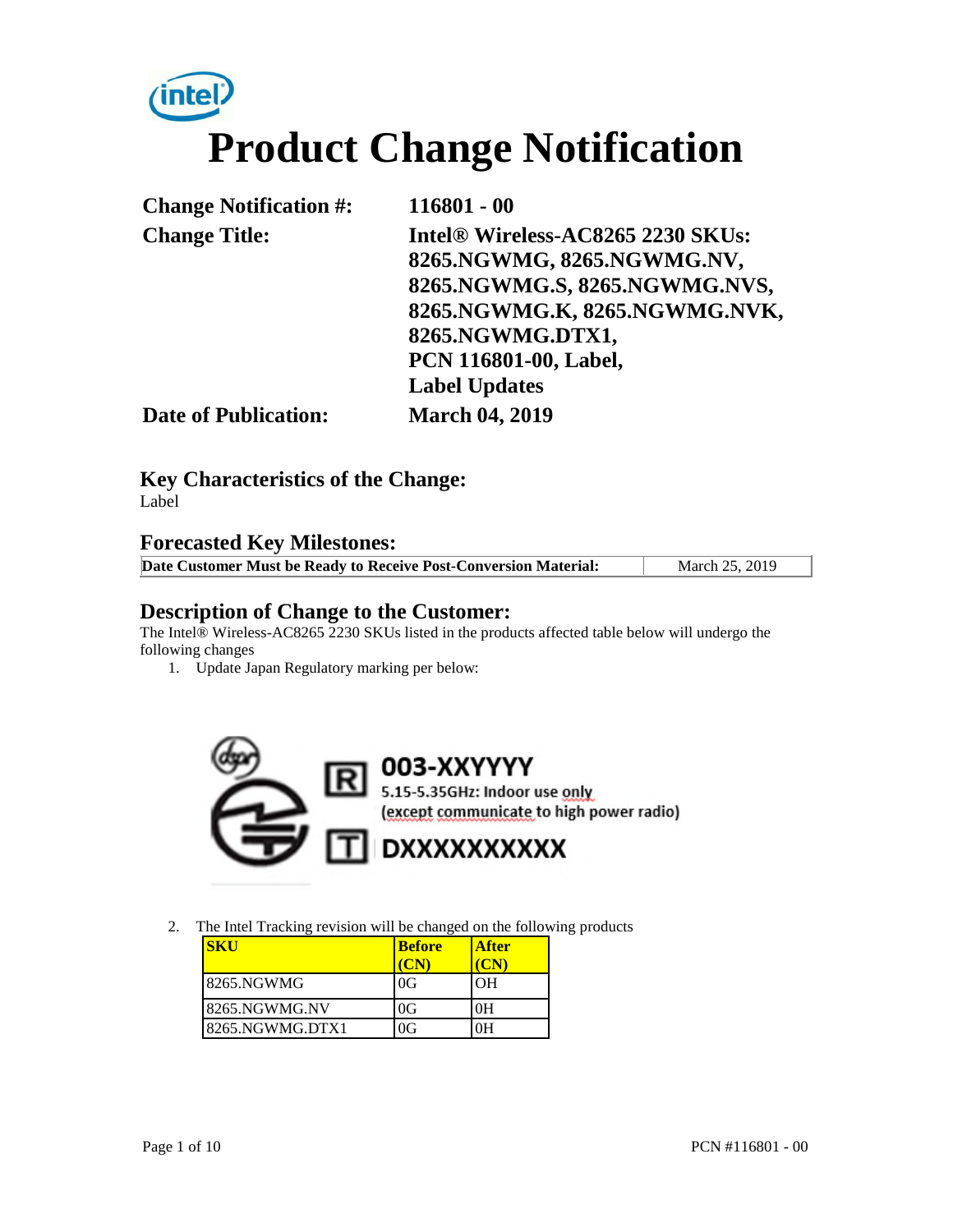# Product Change Notification

| | |
|---|---|
| **Change Notification #:** | **116801 - 00** |
| **Change Title:** | **Intel® Wireless-AC8265 2230 SKUs: 8265.NGWMG, 8265.NGWMG.NV, 8265.NGWMG.S, 8265.NGWMG.NVS, 8265.NGWMG.K, 8265.NGWMG.NVK, 8265.NGWMG.DTX1, PCN 116801-00, Label, Label Updates** |
| **Date of Publication:** | **March 04, 2019** |

## Key Characteristics of the Change:

Label

## Forecasted Key Milestones:

| | |
|---|---|
| **Date Customer Must be Ready to Receive Post-Conversion Material:** | March 25, 2019 |

## Description of Change to the Customer:

The Intel® Wireless-AC8265 2230 SKUs listed in the products affected table below will undergo the following changes

1. Update Japan Regulatory marking per below:

003-XXYYYY
5.15-5.35GHz: Indoor use only
(except communicate to high power radio)
DXXXXXXXXXX

2. The Intel Tracking revision will be changed on the following products

| SKU | Before (CN) | After (CN) |
|---|---|---|
| 8265.NGWMG | 0G | OH |
| 8265.NGWMG.NV | 0G | 0H |
| 8265.NGWMG.DTX1 | 0G | 0H |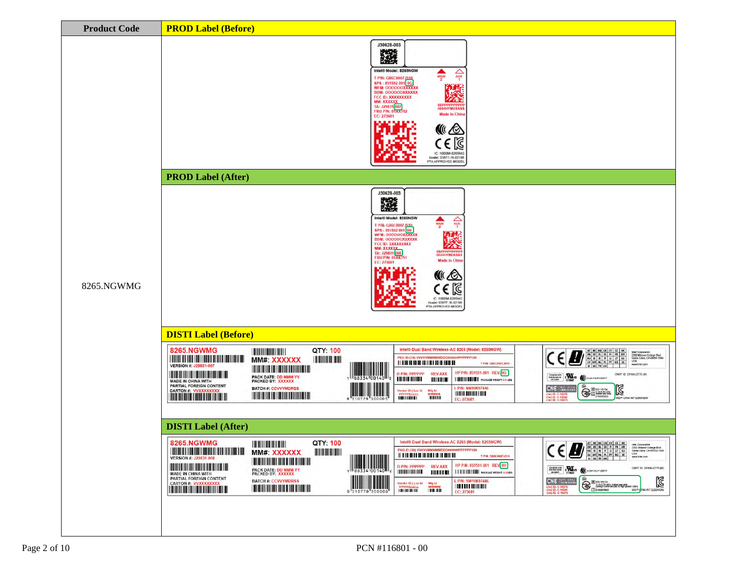| Product Code | PROD Label (Before) |
|---|---|
| 8265.NGWMG | |
| | **PROD Label (After)** |
| | |
| | **DISTI Label (Before)** |
| | |
| | **DISTI Label (After)** |
| | |

**PROD Label (Before):**

J30628-003

Intel® Model: 8265NGW

T P/N: G86C0007J510

SPS : 851592-001 0G

WFM: OOOOOOXXXXXX

BDM: OOOOOOXXXXXX

FCC ID: XXXXXXXXX

MM: XXXXXX

TA: J29831-007

FRU P/N: 01AX702

EC: 273681

MAIN 2 AUX 1

8SPPPPPPPPPP HHHHYMDSSSS

Made in China

IC :1000M-8265NG

Anatel: 03877-16-02198

PTA APPROVED MODEL

**PROD Label (After):**

J30628-003

Intel® Model: 8265NGW

T P/N: G86C0007J510

SPS : 851592-001 0H

WFM: OOOOOOXXXXXX

BDM: OOOOOOXXXXXX

FCC ID: XXXXXXXXX

MM: XXXXXX

TA: J29831-008

FRU P/N: 01AX751

EC: 273681

MAIN 2 AUX 1

8SPPPPPPPPPP HHHHYMDSSSS

Made in China

IC :1000M-8265NG

Anatel: 03877-16-02198

PTA APPROVED MODEL

**DISTI Label (Before):**

8265.NGWMG

VERSION #: J29831-007

MADE IN CHINA WITH PARTIAL FOREIGN CONTENT

CARTON #: VVXXXXXXXX

MM#: XXXXXX

QTY: 100

PACK DATE: DD MMM YY

PACKED BY: XXXXXX

BATCH #: CCVVYMDRSS

Intel® Dual Band Wireless-AC 8265 (Model: 8265NGW)

PKG ID (3S) VVVVMMMMDDD#####PPPPPP100

T P/N: G86C0007J510

D P/N: PPPPPP REV AXX

HP P/N: 851591-001 REV 0G

PACKAGE WEIGHT: X.X LBS

Vendor ID | Loc Id VVVVVLLLLL

Mfg Id MMMMMM

L P/N: SW10K97446

EC: 273681

Intel Corporation 2200 Mission College Blvd Santa Clara, CA 95054-1549 USA www.intel.com

CMIIT ID: 2016AJ2775 (M)

CCAH16LP1250T7

CNC ID: C-16376

CNC ID: C-16390

CNC ID: C-16473

MSIP-CRM-INT-8265NGW

**DISTI Label (After):**

8265.NGWMG

VERSION #: J29831-008

MADE IN CHINA WITH PARTIAL FOREIGN CONTENT

CARTON #: VVXXXXXXXX

MM#: XXXXXX

QTY: 100

PACK DATE: DD MMM YY

PACKED BY: XXXXXX

BATCH #: CCVVYMDRSS

Intel® Dual Band Wireless-AC 8265 (Model: 8265NGW)

PKG ID (3S) VVVVMMMMDDD#####PPPPPP100

T P/N: G86C0007J510

D P/N: PPPPPP REV AXX

HP P/N: 851591-001 REV 0H

PACKAGE WEIGHT: X.X LBS

Vendor ID | Loc Id VVVVVLLLLL

Mfg Id MMMMMM

L P/N: SW10K97446

EC: 273681

Intel Corporation 2200 Mission College Blvd Santa Clara, CA 95054-1549 USA www.intel.com

CMIIT ID: 2016AJ2775 (M)

CCAH16LP1250T7

CNC ID: C-16376

CNC ID: C-16390

CNC ID: C-16473

MSIP-CRM-INT-8265NGW

PCN #116801 - 00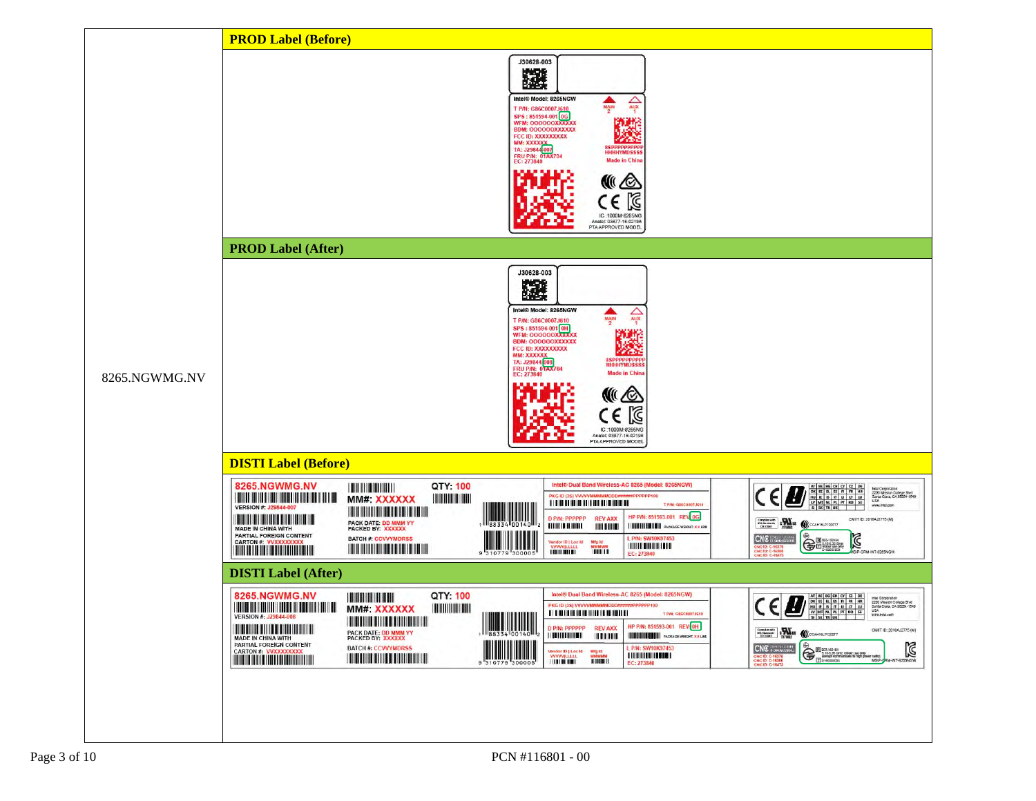| | |
|---|---|
| 8265.NGWMG.NV | **PROD Label (Before)** |
| | J30628-003<br>Intel® Model: 8265NGW<br>T P/N: G86C0007J610<br>SPS : 851594-001 0G<br>WFM: OOOOOOXXXXXX<br>BDM: OOOOOOXXXXXX<br>FCC ID: XXXXXXXXX<br>MM: XXXXXX<br>TA: J29844-007<br>FRU P/N: 01AX704<br>EC: 273840<br>MAIN 2 AUX 1<br>8SPPPPPPPPPP<br>HHHHYMDSSSS<br>Made in China<br>IC :1000M-8265NG<br>Anatel: 03877-16-02198<br>PTA APPROVED MODEL |
| | **PROD Label (After)** |
| | J30628-003<br>Intel® Model: 8265NGW<br>T P/N: G86C0007J610<br>SPS : 851594-001 0H<br>WFM: OOOOOOXXXXXX<br>BDM: OOOOOOXXXXXX<br>FCC ID: XXXXXXXXX<br>MM: XXXXXX<br>TA: J29844-008<br>FRU P/N: 01AX704<br>EC: 273840<br>MAIN 2 AUX 1<br>8SPPPPPPPPPP<br>HHHHYMDSSSS<br>Made in China<br>IC :1000M-8265NG<br>Anatel: 03877-16-02198<br>PTA APPROVED MODEL |
| | **DISTI Label (Before)** |
| | 8265.NGWMG.NV<br>MM#: XXXXXX<br>QTY: 100<br>VERSION #: J29844-007<br>MADE IN CHINA WITH PARTIAL FOREIGN CONTENT<br>CARTON #: VXXXXXXXXX<br>PACK DATE: DD MMM YY<br>PACKED BY: XXXXXX<br>BATCH #: CCVVYMDRSS<br>Intel® Dual Band Wireless-AC 8265 (Model: 8265NGW)<br>PKG ID (3S) VVVVVMMMMMDDD#####PPPPPP100<br>T P/N: G86C0007J610<br>D P/N: PPPPPP REV AXX<br>HP P/N: 851593-001 REV 0G<br>PACKAGE WEIGHT: X.X LBS<br>Vendor ID \| Loc Id VVVVVLLLLLL<br>Mfg Id MMMMMM<br>L P/N: SW10K97453<br>EC: 273840<br>CMIIT ID: 2016AJ2775 (M)<br>Intel Corporation 2200 Mission College Blvd Santa Clara, CA 95054-1549 USA www.intel.com<br>CNC ID: C-16376<br>CNC ID: C-16300<br>CNC ID: C-16473<br>MSIP-CRM-INT-8265NGW |
| | **DISTI Label (After)** |
| | 8265.NGWMG.NV<br>MM#: XXXXXX<br>QTY: 100<br>VERSION #: J29844-008<br>MADE IN CHINA WITH PARTIAL FOREIGN CONTENT<br>CARTON #: VXXXXXXXXX<br>PACK DATE: DD MMM YY<br>PACKED BY: XXXXXX<br>BATCH #: CCVVYMDRSS<br>Intel® Dual Band Wireless-AC 8265 (Model: 8265NGW)<br>PKG ID (3S) VVVVVMMMMMDDD#####PPPPPP100<br>T P/N: G86C0007J610<br>D P/N: PPPPPP REV AXX<br>HP P/N: 851593-001 REV 0H<br>PACKAGE WEIGHT: X.X LBS<br>Vendor ID \| Loc Id VVVVVLLLLLL<br>Mfg Id MMMMMM<br>L P/N: SW10K97453<br>EC: 273840<br>CMIIT ID: 2016AJ2775 (M)<br>Intel Corporation 2200 Mission College Blvd Santa Clara, CA 95054-1549 USA www.intel.com<br>CNC ID: C-16376<br>CNC ID: C-16300<br>CNC ID: C-16473<br>MSIP-CRM-INT-8265NGW |

PCN #116801 - 00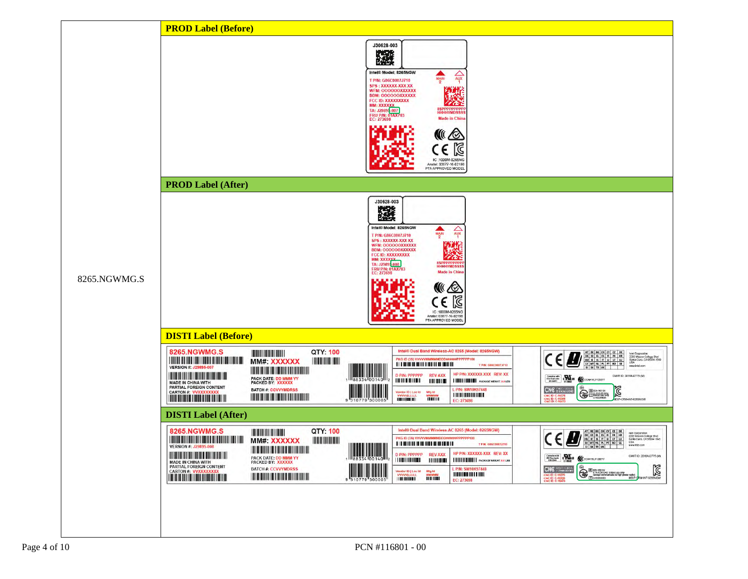| | |
|---|---|
| | **PROD Label (Before)** |
| | J30628-003<br>Intel® Model: 8265NGW<br>T P/N: G86C0007J710<br>SPS : XXXXXX-XXX XX<br>WFM: OOOOOOXXXXXX<br>BDM: OOOOOOXXXXXX<br>FCC ID: XXXXXXXXX<br>MM: XXXXXX<br>TA: J29895-007<br>FRU P/N: 01AX703<br>EC: 273698<br>MAIN 2 AUX 1<br>8SPPPPPPPPPP<br>HHHHYMDSSSS<br>Made in China<br>IC :1000M-8265NG<br>Anatel: 03877-16-02198<br>PTA APPROVED MODEL |
| | **PROD Label (After)** |
| 8265.NGWMG.S | J30628-003<br>Intel® Model: 8265NGW<br>T P/N: G86C0007J710<br>SPS : XXXXXX-XXX XX<br>WFM: OOOOOOXXXXXX<br>BDM: OOOOOOXXXXXX<br>FCC ID: XXXXXXXXX<br>MM: XXXXXX<br>TA: J29895-008<br>FRU P/N: 01AX703<br>EC: 273698<br>MAIN 2 AUX 1<br>8SPPPPPPPPPP<br>HHHHYMDSSSS<br>Made in China<br>IC :1000M-8265NG<br>Anatel: 03877-16-02198<br>PTA APPROVED MODEL |
| | **DISTI Label (Before)** |
| | 8265.NGWMG.S<br>VERSION #: J29895-007<br>MADE IN CHINA WITH PARTIAL FOREIGN CONTENT<br>CARTON #: VVXXXXXXXXX<br>MM#: XXXXXX<br>QTY: 100<br>PACK DATE: DD MMM YY<br>PACKED BY: XXXXXX<br>BATCH #: CCVVYMDRSS<br>Intel® Dual Band Wireless-AC 8265 (Model: 8265NGW)<br>PKG ID (3S) VVVVMMMMDDD#####PPPPPP100<br>T P/N: G86C0007J710<br>D P/N: PPPPPP REV AXX<br>HP P/N: XXXXXX-XXX REV: XX<br>PACKAGE WEIGHT: X.X LBS<br>Vendor ID \| Loc Id VVVVVLLLLL<br>Mfg Id MMMMM<br>L P/N: SW10K97448<br>EC: 273698<br>Intel Corporation<br>2200 Mission College Blvd<br>Santa Clara, CA 95054-1549<br>USA<br>www.intel.com<br>CMIIT ID: 2016AJ2775 (M)<br>CCAH16LP1200T7<br>CNC ID: C-16376<br>CNC ID: C-16300<br>CNC ID: C-16472<br>MSIP-CRM-INT-8265NGW |
| | **DISTI Label (After)** |
| | 8265.NGWMG.S<br>VERSION #: J29895-008<br>MADE IN CHINA WITH PARTIAL FOREIGN CONTENT<br>CARTON #: VVXXXXXXXXX<br>MM#: XXXXXX<br>QTY: 100<br>PACK DATE: DD MMM YY<br>PACKED BY: XXXXXX<br>BATCH #: CCVVYMDRSS<br>Intel® Dual Band Wireless-AC 8265 (Model: 8265NGW)<br>PKG ID (3S) VVVVMMMMDDD#####PPPPPP100<br>T P/N: G86C0007J710<br>D P/N: PPPPPP REV AXX<br>HP P/N: XXXXXX-XXX REV: XX<br>PACKAGE WEIGHT: X.X LBS<br>Vendor ID \| Loc Id VVVVVLLLLL<br>Mfg Id MMMMM<br>L P/N: SW10K97448<br>EC: 273698<br>Intel Corporation<br>2200 Mission College Blvd<br>Santa Clara, CA 95054-1549<br>USA<br>www.intel.com<br>CMIIT ID: 2016AJ2775 (M)<br>CCAH16LP1200T7<br>CNC ID: C-16376<br>CNC ID: C-16300<br>CNC ID: C-16472<br>MSIP-CRM-INT-8265NGW |

PCN #116801 - 00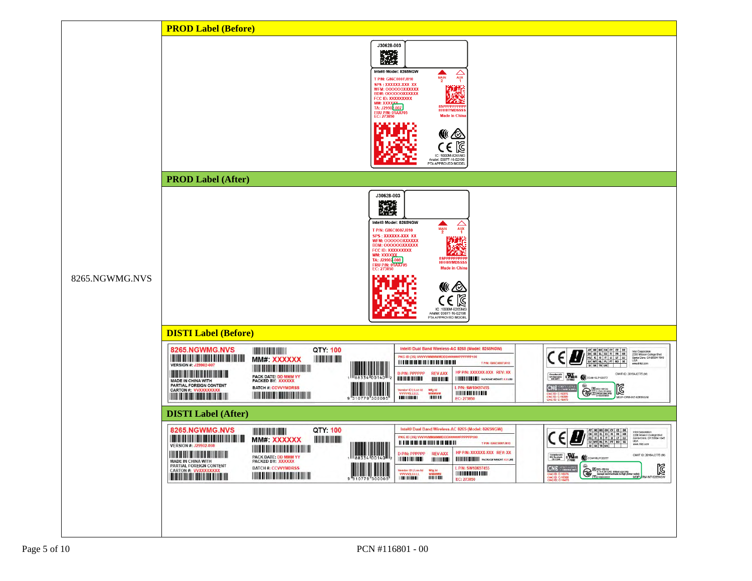| | |
|---|---|
| 8265.NGWMG.NVS | **PROD Label (Before)** |
| | J30628-003<br>Intel® Model: 8265NGW<br>T P/N: G86C0007J810<br>SPS : XXXXXX-XXX XX<br>WFM: OOOOOOXXXXXX<br>BDM: OOOOOOXXXXXX<br>FCC ID: XXXXXXXXX<br>MM: XXXXXX<br>TA: J29902-007<br>FRU P/N: 01AX705<br>EC: 273850<br>MAIN 2 AUX 1<br>8SPPPPPPPPPP HHHHYMDSSSS<br>Made in China<br>IC :1000M-8265NG<br>Anatel: 03877-16-02198<br>PTA APPROVED MODEL |
| | **PROD Label (After)** |
| | J30628-003<br>Intel® Model: 8265NGW<br>T P/N: G86C0007J810<br>SPS : XXXXXX-XXX XX<br>WFM: OOOOOOXXXXXX<br>BDM: OOOOOOXXXXXX<br>FCC ID: XXXXXXXXX<br>MM: XXXXXX<br>TA: J29902-008<br>FRU P/N: 01AX705<br>EC: 273850<br>MAIN 2 AUX 1<br>8SPPPPPPPPPP HHHHYMDSSSS<br>Made in China<br>IC :1000M-8265NG<br>Anatel: 03877-16-02198<br>PTA APPROVED MODEL |
| | **DISTI Label (Before)** |
| | 8265.NGWMG.NVS<br>VERSION #: J29902-007<br>MADE IN CHINA WITH PARTIAL FOREIGN CONTENT<br>CARTON #: VVXXXXXXXXX<br>QTY: 100<br>MM#: XXXXXX<br>PACK DATE: DD MMM YY<br>PACKED BY: XXXXXX<br>BATCH #: CCVVYMDRSS<br>Intel® Dual Band Wireless-AC 8265 (Model: 8265NGW)<br>PKG ID (3S) VVVVVMMMMMODD#####PPPPPP100<br>T P/N: G86C0007J810<br>D P/N: PPPPPP REV AXX<br>HP P/N: XXXXXX-XXX REV: XX<br>PACKAGE WEIGHT: X.X LBS<br>Vendor ID \| Loc Id VVVVVLLLLL<br>Mfg Id MMMMM<br>L P/N: SW10K97455<br>EC: 273850<br>CMIIT ID: 2016AJ2775 (M)<br>MSIP-CRM-INT-8265NGW |
| | **DISTI Label (After)** |
| | 8265.NGWMG.NVS<br>VERSION #: J29902-008<br>MADE IN CHINA WITH PARTIAL FOREIGN CONTENT<br>CARTON #: VVXXXXXXXXX<br>QTY: 100<br>MM#: XXXXXX<br>PACK DATE: DD MMM YY<br>PACKED BY: XXXXXX<br>BATCH #: CCVVYMDRSS<br>Intel® Dual Band Wireless-AC 8265 (Model: 8265NGW)<br>PKG ID (3S) VVVVVMMMMMODD#####PPPPPP100<br>T P/N: G86C0007J810<br>D P/N: PPPPPP REV AXX<br>HP P/N: XXXXXX-XXX REV: XX<br>PACKAGE WEIGHT: X.X LBS<br>Vendor ID \| Loc Id VVVVVLLLLL<br>Mfg Id MMMMM<br>L P/N: SW10K97455<br>EC: 273850<br>CMIIT ID: 2016AJ2775 (M)<br>MSIP-CRM-INT-8265NGW |

PCN #116801 - 00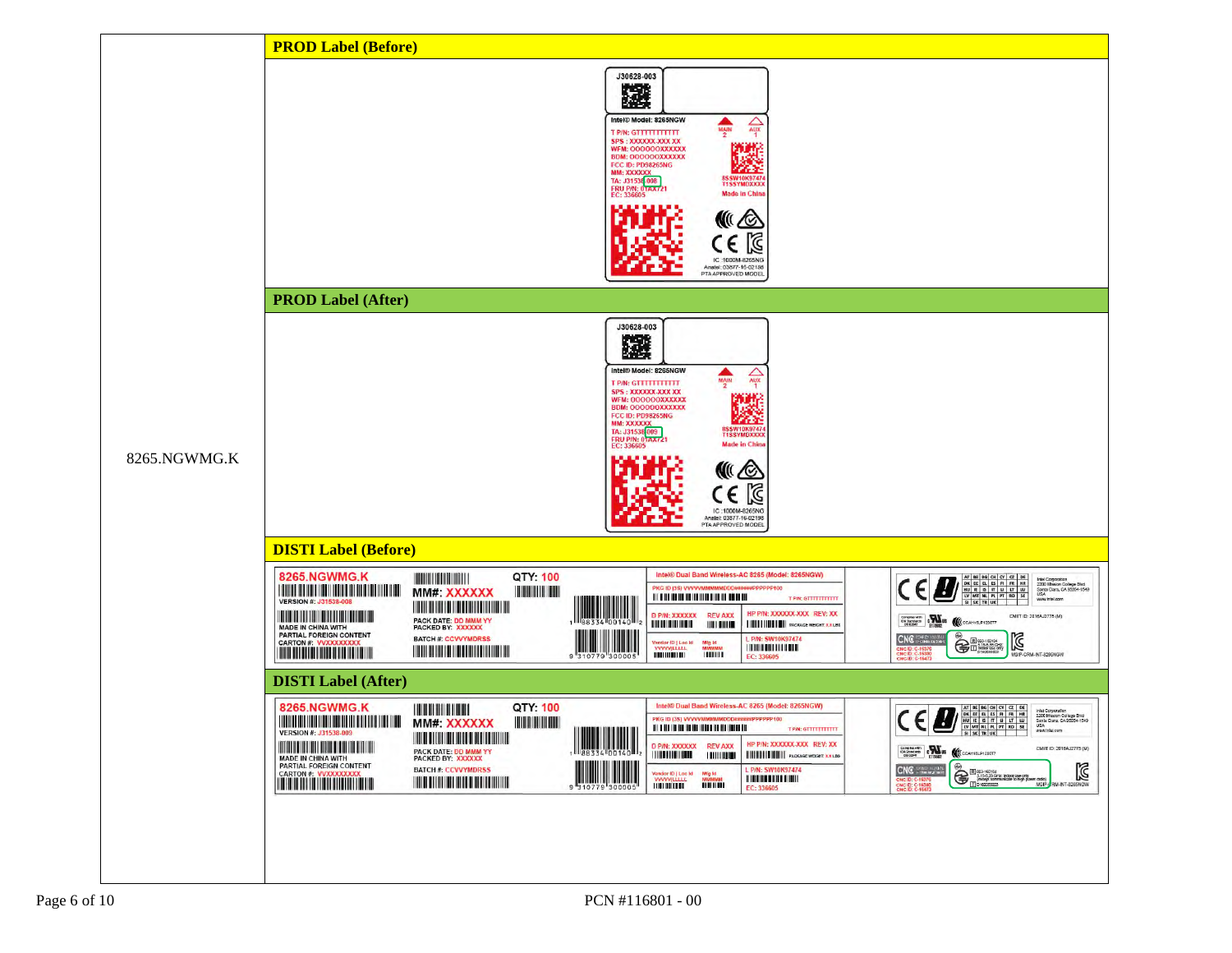| | |
|---|---|
| | **PROD Label (Before)** |
| | J30628-003<br>Intel® Model: 8265NGW<br>T P/N: GTTTTTTTTTTT<br>SPS : XXXXXX-XXX XX<br>WFM: OOOOOOXXXXXX<br>BDM: OOOOOOXXXXXX<br>FCC ID: PD98265NG<br>MM: XXXXXX<br>TA: J31538-008<br>FRU P/N: 01AX721<br>EC: 336605<br>MAIN 2 AUX 1<br>8SSW10K97474<br>T1SSYMDXXXX<br>Made in China<br>IC :1000M-8265NG<br>Anatel: 03877-16-02186<br>PTA APPROVED MODEL |
| | **PROD Label (After)** |
| 8265.NGWMG.K | J30628-003<br>Intel® Model: 8265NGW<br>T P/N: GTTTTTTTTTTT<br>SPS : XXXXXX-XXX XX<br>WFM: OOOOOOXXXXXX<br>BDM: OOOOOOXXXXXX<br>FCC ID: PD98265NG<br>MM: XXXXXX<br>TA: J31538-009<br>FRU P/N: 01AX721<br>EC: 336605<br>MAIN 2 AUX 1<br>8SSW10K97474<br>T1SSYMDXXXX<br>Made in China<br>IC :1000M-8265NG<br>Anatel: 03877-16-02186<br>PTA APPROVED MODEL |
| | **DISTI Label (Before)** |
| | 8265.NGWMG.K<br>VERSION #: J31538-008<br>MADE IN CHINA WITH PARTIAL FOREIGN CONTENT<br>CARTON #: VVXXXXXXXX<br>MM#: XXXXXX<br>QTY: 100<br>PACK DATE: DD MMM YY<br>PACKED BY: XXXXXX<br>BATCH #: CCVVYMDRSS<br>Intel® Dual Band Wireless-AC 8265 (Model: 8265NGW)<br>PKG ID (3S) VVVVVMMMMMDDD#####PPPPPP100<br>T P/N: GTTTTTTTTTTT<br>D P/N: XXXXXX REV AXX<br>HP P/N: XXXXXX-XXX REV: XX<br>PACKAGE WEIGHT X.X LBS<br>Vendor ID \| Loc Id VVVVVLLLLL<br>Mfg Id MMMMM<br>L P/N: SW10K97474<br>EC: 336605<br>Intel Corporation 2200 Mission College Blvd Santa Clara, CA 95054-1549 USA www.intel.com<br>CMIIT ID: 2016AJ2775 (M)<br>CCAH16LP1330T7<br>CNC ID: C-16576<br>CNC ID: C-16580<br>CNC ID: C-16473<br>MSIP-CRM-INT-8265NGW |
| | **DISTI Label (After)** |
| | 8265.NGWMG.K<br>VERSION #: J31538-009<br>MADE IN CHINA WITH PARTIAL FOREIGN CONTENT<br>CARTON #: VVXXXXXXXX<br>MM#: XXXXXX<br>QTY: 100<br>PACK DATE: DD MMM YY<br>PACKED BY: XXXXXX<br>BATCH #: CCVVYMDRSS<br>Intel® Dual Band Wireless-AC 8265 (Model: 8265NGW)<br>PKG ID (3S) VVVVVMMMMMDDD#####PPPPPP100<br>T P/N: GTTTTTTTTTTT<br>D P/N: XXXXXX REV AXX<br>HP P/N: XXXXXX-XXX REV: XX<br>PACKAGE WEIGHT X.X LBS<br>Vendor ID \| Loc Id VVVVVLLLLL<br>Mfg Id MMMMM<br>L P/N: SW10K97474<br>EC: 336605<br>Intel Corporation 2200 Mission College Blvd Santa Clara, CA 95054-1549 USA www.intel.com<br>CMIIT ID: 2016AJ2775 (M)<br>CCAH16LP1330T7<br>CNC ID: C-16576<br>CNC ID: C-16580<br>CNC ID: C-16473<br>MSIP-CRM-INT-8265NGW |

PCN #116801 - 00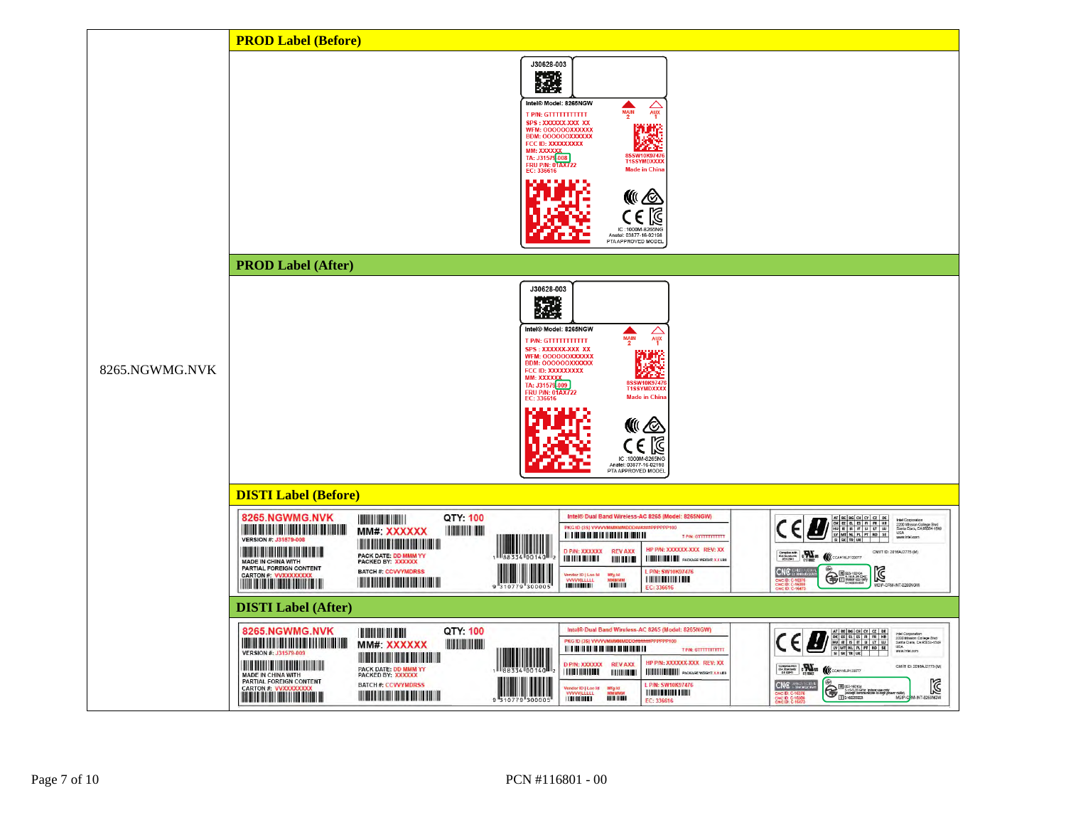| | |
|---|---|
| 8265.NGWMG.NVK | **PROD Label (Before)** |
| | J30628-003<br>Intel® Model: 8265NGW<br>T P/N: GTTTTTTTTTTT<br>SPS : XXXXXX-XXX XX<br>WFM: OOOOOOXXXXXX<br>BDM: OOOOOOXXXXXX<br>FCC ID: XXXXXXXXX<br>MM: XXXXXX<br>TA: J31579-008<br>FRU P/N: 01AX722<br>EC: 336616<br>MAIN 2 AUX 1<br>8SSW10K97476<br>T1SSYMDXXXX<br>Made in China<br>IC :1000M-8265NG<br>Anatel: 03877-16-02198<br>PTA APPROVED MODEL |
| | **PROD Label (After)** |
| | J30628-003<br>Intel® Model: 8265NGW<br>T P/N: GTTTTTTTTTTT<br>SPS : XXXXXX-XXX XX<br>WFM: OOOOOOXXXXXX<br>BDM: OOOOOOXXXXXX<br>FCC ID: XXXXXXXXX<br>MM: XXXXXX<br>TA: J31579-009<br>FRU P/N: 01AX722<br>EC: 336616<br>MAIN 2 AUX 1<br>8SSW10K97476<br>T1SSYMDXXXX<br>Made in China<br>IC :1000M-8265NG<br>Anatel: 03877-16-02198<br>PTA APPROVED MODEL |
| | **DISTI Label (Before)** |
| | 8265.NGWMG.NVK<br>VERSION #: J31579-008<br>MADE IN CHINA WITH PARTIAL FOREIGN CONTENT<br>CARTON #: VVXXXXXXXXX<br>QTY: 100<br>MM#: XXXXXX<br>PACK DATE: DD MMM YY<br>PACKED BY: XXXXXX<br>BATCH #: CCVVYMDRSS<br>1 88334 00140 2<br>9 310779 300005<br>Intel® Dual Band Wireless-AC 8265 (Model: 8265NGW)<br>PKG ID (3S) VVVVVMMMMMDDD######PPPPPP100<br>T P/N: GTTTTTTTTTTT<br>D P/N: XXXXXX REV AXX<br>HP P/N: XXXXXX-XXX REV: XX<br>PACKAGE WEIGHT X.X LBS<br>Vendor ID \| Loc Id VVVVVLLLLL<br>Mfg Id MMMMM<br>L P/N: SW10K97476<br>EC: 336616<br>Intel Corporation 2200 Mission College Blvd Santa Clara, CA 95054-1549 USA www.intel.com<br>CMIIT ID: 2016AJ2775 (M)<br>CCAH16LP1200T7<br>CNC ID: C-16376<br>CNC ID: C-16309<br>CNC ID: C-16473<br>MSIP-CRM-INT-8265NGW |
| | **DISTI Label (After)** |
| | 8265.NGWMG.NVK<br>VERSION #: J31579-009<br>MADE IN CHINA WITH PARTIAL FOREIGN CONTENT<br>CARTON #: VVXXXXXXXXX<br>QTY: 100<br>MM#: XXXXXX<br>PACK DATE: DD MMM YY<br>PACKED BY: XXXXXX<br>BATCH #: CCVVYMDRSS<br>1 88334 00140 2<br>9 310779 300005<br>Intel® Dual Band Wireless-AC 8265 (Model: 8265NGW)<br>PKG ID (3S) VVVVVMMMMMDDD######PPPPPP100<br>T P/N: GTTTTTTTTTTT<br>D P/N: XXXXXX REV AXX<br>HP P/N: XXXXXX-XXX REV: XX<br>PACKAGE WEIGHT X.X LBS<br>Vendor ID \| Loc Id VVVVVLLLLL<br>Mfg Id MMMMM<br>L P/N: SW10K97476<br>EC: 336616<br>Intel Corporation 2200 Mission College Blvd Santa Clara, CA 95054-1549 USA www.intel.com<br>CMIIT ID: 2016AJ2775 (M)<br>CCAH16LP1200T7<br>CNC ID: C-16376<br>CNC ID: C-16309<br>CNC ID: C-16473<br>MSIP-CRM-INT-8265NGW |

PCN #116801 - 00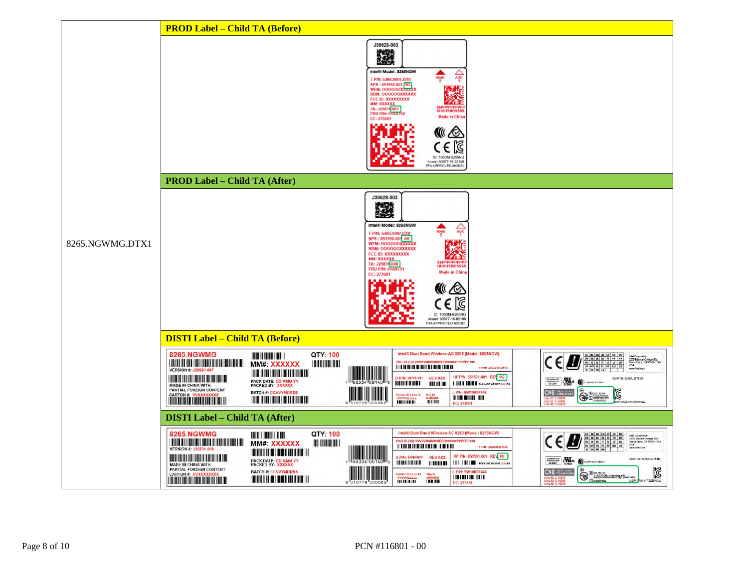| | |
|---|---|
| 8265.NGWMG.DTX1 | **PROD Label – Child TA (Before)** |
| | J30628-003<br>Intel® Model: 8265NGW<br>T P/N: G86C0007J510<br>SPS : 851592-001 0G<br>WFM: OOOOOOXXXXXX<br>BDM: OOOOOOXXXXXX<br>FCC ID: XXXXXXXXX<br>MM: XXXXXX<br>TA: J29831-007<br>FRU P/N: 01AX702<br>EC: 273681<br>MAIN 2 AUX 1<br>8SPPPPPPPPPP HHHHYMDSSSS<br>Made in China<br>IC :1000M-8265NG<br>Anatel: 03877-16-02198<br>PTA APPROVED MODEL |
| | **PROD Label – Child TA (After)** |
| | J30628-003<br>Intel® Model: 8265NGW<br>T P/N: G86C0007J510<br>SPS : 851592-001 0H<br>WFM: OOOOOOXXXXXX<br>BDM: OOOOOOXXXXXX<br>FCC ID: XXXXXXXXX<br>MM: XXXXXX<br>TA: J29831-008<br>FRU P/N: 01AX751<br>EC: 273681<br>MAIN 2 AUX 1<br>8SPPPPPPPPPP HHHHYMDSSSS<br>Made in China<br>IC :1000M-8265NG<br>Anatel: 03877-16-02198<br>PTA APPROVED MODEL |
| | **DISTI Label – Child TA (Before)** |
| | 8265.NGWMG<br>VERSION #: J29831-007<br>MADE IN CHINA WITH PARTIAL FOREIGN CONTENT<br>CARTON #: VVXXXXXXXXX<br>MM#: XXXXXX<br>QTY: 100<br>PACK DATE: DD MMM YY<br>PACKED BY: XXXXXX<br>BATCH #: CCVVYMDRSS<br>1 88334 00140 2<br>9 310779 300005<br>Intel® Dual Band Wireless-AC 8265 (Model: 8265NGW)<br>PKG ID (3S) VVVVVMMMMMDDD#####PPPPPP100<br>T P/N: G86C0007J510<br>D P/N: PPPPPP REV AXX<br>HP P/N: 851591-001 REV 0G<br>PACKAGE WEIGHT: X.X LBS<br>Vendor ID \| Loc Id VVVVVLLLLL<br>Mfg Id MMMMMM<br>L P/N: SW10K97446<br>EC: 273681<br>Intel Corporation<br>2200 Mission College Blvd<br>Santa Clara, CA 95054-1549<br>USA<br>www.intel.com<br>CMIIT ID: 2016AJ2775 (M)<br>MSIP-CRM-INT-8265NGW |
| | **DISTI Label – Child TA (After)** |
| | 8265.NGWMG<br>VERSION #: J29831-008<br>MADE IN CHINA WITH PARTIAL FOREIGN CONTENT<br>CARTON #: VVXXXXXXXXX<br>MM#: XXXXXX<br>QTY: 100<br>PACK DATE: DD MMM YY<br>PACKED BY: XXXXXX<br>BATCH #: CCVVYMDRSS<br>1 88334 00140 2<br>9 310779 300005<br>Intel® Dual Band Wireless-AC 8265 (Model: 8265NGW)<br>PKG ID (3S) VVVVVMMMMMDDD#####PPPPPP100<br>T P/N: G86C0007J510<br>D P/N: PPPPPP REV AXX<br>HP P/N: 851591-001 REV 0H<br>PACKAGE WEIGHT: X.X LBS<br>Vendor ID \| Loc Id VVVVVLLLLL<br>Mfg Id MMMMMM<br>L P/N: SW10K97446<br>EC: 273681<br>Intel Corporation<br>2200 Mission College Blvd<br>Santa Clara, CA 95054-1549<br>USA<br>www.intel.com<br>CMIIT ID: 2016AJ2775 (M)<br>MSIP-CRM-INT-8265NGW |

PCN #116801 - 00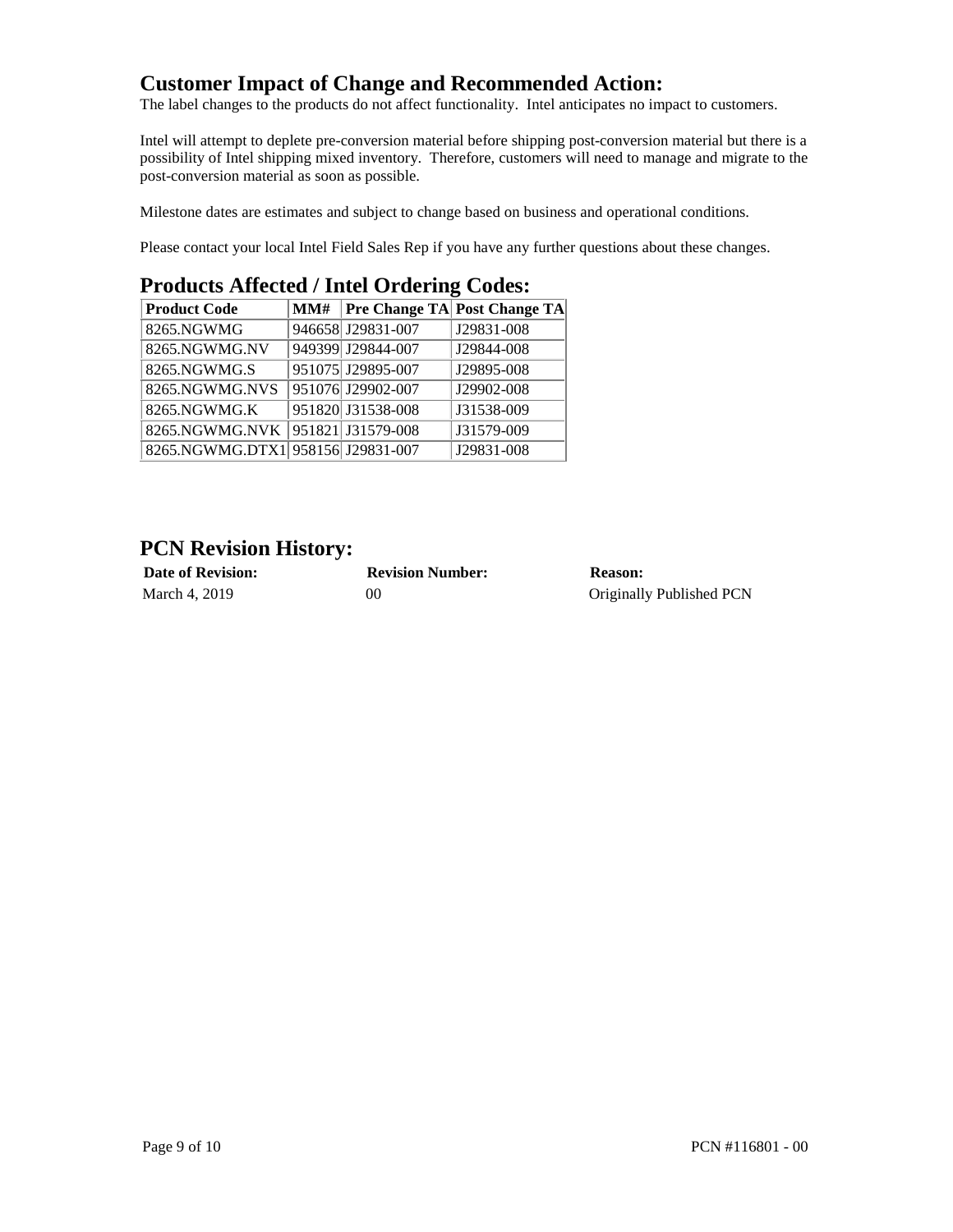## Customer Impact of Change and Recommended Action:

The label changes to the products do not affect functionality. Intel anticipates no impact to customers.

Intel will attempt to deplete pre-conversion material before shipping post-conversion material but there is a possibility of Intel shipping mixed inventory. Therefore, customers will need to manage and migrate to the post-conversion material as soon as possible.

Milestone dates are estimates and subject to change based on business and operational conditions.

Please contact your local Intel Field Sales Rep if you have any further questions about these changes.

## Products Affected / Intel Ordering Codes:

| Product Code | MM# | Pre Change TA | Post Change TA |
|---|---|---|---|
| 8265.NGWMG | 946658 | J29831-007 | J29831-008 |
| 8265.NGWMG.NV | 949399 | J29844-007 | J29844-008 |
| 8265.NGWMG.S | 951075 | J29895-007 | J29895-008 |
| 8265.NGWMG.NVS | 951076 | J29902-007 | J29902-008 |
| 8265.NGWMG.K | 951820 | J31538-008 | J31538-009 |
| 8265.NGWMG.NVK | 951821 | J31579-008 | J31579-009 |
| 8265.NGWMG.DTX1 | 958156 | J29831-007 | J29831-008 |

## PCN Revision History:

| Date of Revision: | Revision Number: | Reason: |
|---|---|---|
| March 4, 2019 | 00 | Originally Published PCN |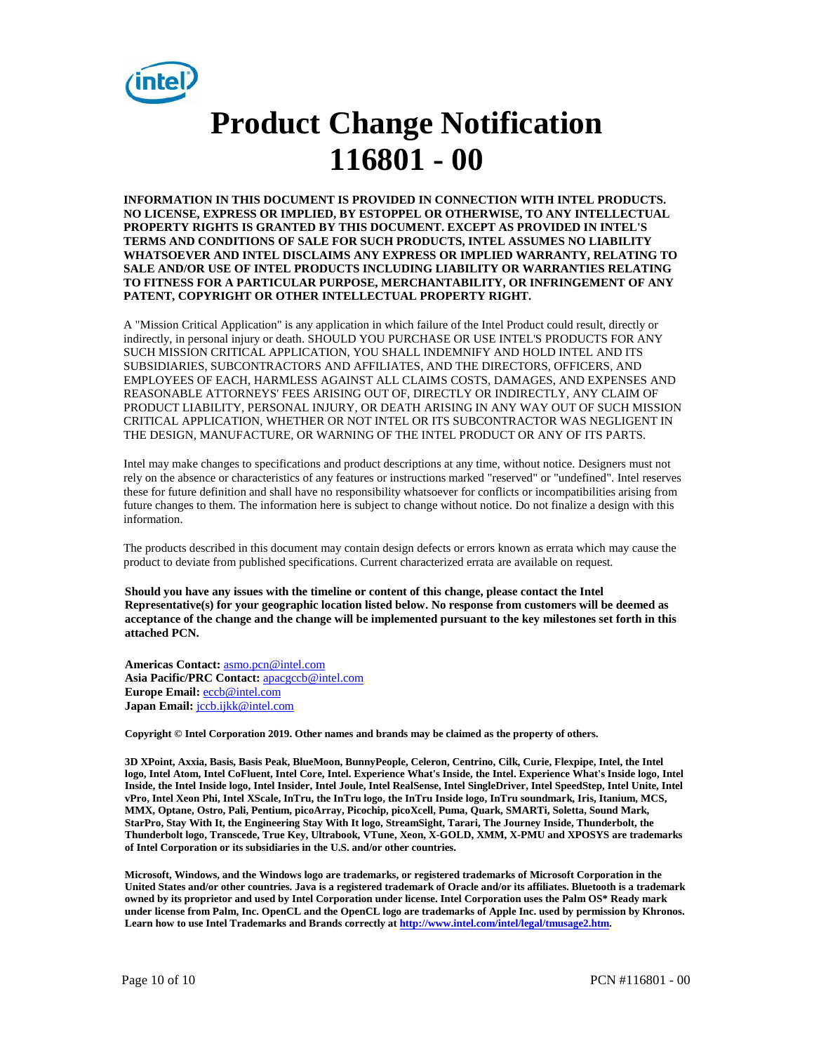# Product Change Notification 116801 - 00

**INFORMATION IN THIS DOCUMENT IS PROVIDED IN CONNECTION WITH INTEL PRODUCTS. NO LICENSE, EXPRESS OR IMPLIED, BY ESTOPPEL OR OTHERWISE, TO ANY INTELLECTUAL PROPERTY RIGHTS IS GRANTED BY THIS DOCUMENT. EXCEPT AS PROVIDED IN INTEL'S TERMS AND CONDITIONS OF SALE FOR SUCH PRODUCTS, INTEL ASSUMES NO LIABILITY WHATSOEVER AND INTEL DISCLAIMS ANY EXPRESS OR IMPLIED WARRANTY, RELATING TO SALE AND/OR USE OF INTEL PRODUCTS INCLUDING LIABILITY OR WARRANTIES RELATING TO FITNESS FOR A PARTICULAR PURPOSE, MERCHANTABILITY, OR INFRINGEMENT OF ANY PATENT, COPYRIGHT OR OTHER INTELLECTUAL PROPERTY RIGHT.**

A "Mission Critical Application" is any application in which failure of the Intel Product could result, directly or indirectly, in personal injury or death. SHOULD YOU PURCHASE OR USE INTEL'S PRODUCTS FOR ANY SUCH MISSION CRITICAL APPLICATION, YOU SHALL INDEMNIFY AND HOLD INTEL AND ITS SUBSIDIARIES, SUBCONTRACTORS AND AFFILIATES, AND THE DIRECTORS, OFFICERS, AND EMPLOYEES OF EACH, HARMLESS AGAINST ALL CLAIMS COSTS, DAMAGES, AND EXPENSES AND REASONABLE ATTORNEYS' FEES ARISING OUT OF, DIRECTLY OR INDIRECTLY, ANY CLAIM OF PRODUCT LIABILITY, PERSONAL INJURY, OR DEATH ARISING IN ANY WAY OUT OF SUCH MISSION CRITICAL APPLICATION, WHETHER OR NOT INTEL OR ITS SUBCONTRACTOR WAS NEGLIGENT IN THE DESIGN, MANUFACTURE, OR WARNING OF THE INTEL PRODUCT OR ANY OF ITS PARTS.

Intel may make changes to specifications and product descriptions at any time, without notice. Designers must not rely on the absence or characteristics of any features or instructions marked "reserved" or "undefined". Intel reserves these for future definition and shall have no responsibility whatsoever for conflicts or incompatibilities arising from future changes to them. The information here is subject to change without notice. Do not finalize a design with this information.

The products described in this document may contain design defects or errors known as errata which may cause the product to deviate from published specifications. Current characterized errata are available on request.

**Should you have any issues with the timeline or content of this change, please contact the Intel Representative(s) for your geographic location listed below. No response from customers will be deemed as acceptance of the change and the change will be implemented pursuant to the key milestones set forth in this attached PCN.**

**Americas Contact:** asmo.pcn@intel.com
**Asia Pacific/PRC Contact:** apacgccb@intel.com
**Europe Email:** eccb@intel.com
**Japan Email:** jccb.ijkk@intel.com

**Copyright © Intel Corporation 2019. Other names and brands may be claimed as the property of others.**

**3D XPoint, Axxia, Basis, Basis Peak, BlueMoon, BunnyPeople, Celeron, Centrino, Cilk, Curie, Flexpipe, Intel, the Intel logo, Intel Atom, Intel CoFluent, Intel Core, Intel. Experience What's Inside, the Intel. Experience What's Inside logo, Intel Inside, the Intel Inside logo, Intel Insider, Intel Joule, Intel RealSense, Intel SingleDriver, Intel SpeedStep, Intel Unite, Intel vPro, Intel Xeon Phi, Intel XScale, InTru, the InTru logo, the InTru Inside logo, InTru soundmark, Iris, Itanium, MCS, MMX, Optane, Ostro, Pali, Pentium, picoArray, Picochip, picoXcell, Puma, Quark, SMARTi, Soletta, Sound Mark, StarPro, Stay With It, the Engineering Stay With It logo, StreamSight, Tarari, The Journey Inside, Thunderbolt, the Thunderbolt logo, Transcede, True Key, Ultrabook, VTune, Xeon, X-GOLD, XMM, X-PMU and XPOSYS are trademarks of Intel Corporation or its subsidiaries in the U.S. and/or other countries.**

**Microsoft, Windows, and the Windows logo are trademarks, or registered trademarks of Microsoft Corporation in the United States and/or other countries. Java is a registered trademark of Oracle and/or its affiliates. Bluetooth is a trademark owned by its proprietor and used by Intel Corporation under license. Intel Corporation uses the Palm OS* Ready mark under license from Palm, Inc. OpenCL and the OpenCL logo are trademarks of Apple Inc. used by permission by Khronos. Learn how to use Intel Trademarks and Brands correctly at http://www.intel.com/intel/legal/tmusage2.htm.**